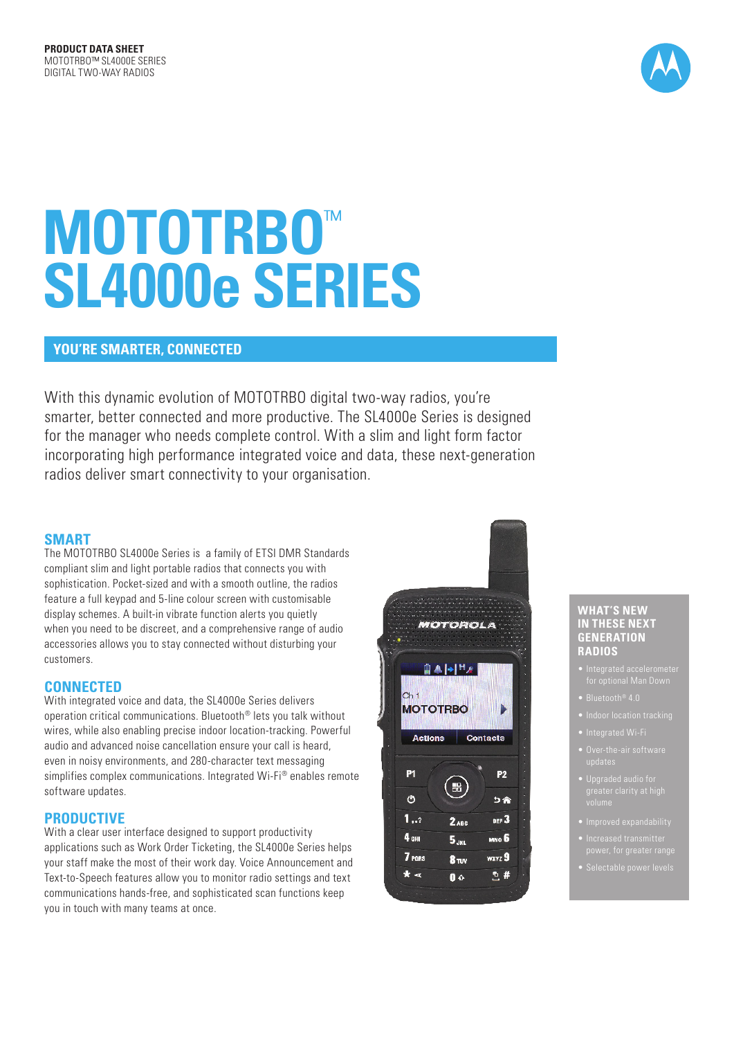**PRODUCT DATA SHEET**
MOTOTRBO™ SL4000E SERIES
DIGITAL TWO-WAY RADIOS

# MOTOTRBO™ SL4000e SERIES

## YOU'RE SMARTER, CONNECTED

With this dynamic evolution of MOTOTRBO digital two-way radios, you're smarter, better connected and more productive. The SL4000e Series is designed for the manager who needs complete control. With a slim and light form factor incorporating high performance integrated voice and data, these next-generation radios deliver smart connectivity to your organisation.

### SMART

The MOTOTRBO SL4000e Series is a family of ETSI DMR Standards compliant slim and light portable radios that connects you with sophistication. Pocket-sized and with a smooth outline, the radios feature a full keypad and 5-line colour screen with customisable display schemes. A built-in vibrate function alerts you quietly when you need to be discreet, and a comprehensive range of audio accessories allows you to stay connected without disturbing your customers.

### CONNECTED

With integrated voice and data, the SL4000e Series delivers operation critical communications. Bluetooth® lets you talk without wires, while also enabling precise indoor location-tracking. Powerful audio and advanced noise cancellation ensure your call is heard, even in noisy environments, and 280-character text messaging simplifies complex communications. Integrated Wi-Fi® enables remote software updates.

### PRODUCTIVE

With a clear user interface designed to support productivity applications such as Work Order Ticketing, the SL4000e Series helps your staff make the most of their work day. Voice Announcement and Text-to-Speech features allow you to monitor radio settings and text communications hands-free, and sophisticated scan functions keep you in touch with many teams at once.

### WHAT'S NEW IN THESE NEXT GENERATION RADIOS

- Integrated accelerometer for optional Man Down
- Bluetooth® 4.0
- Indoor location tracking
- Integrated Wi-Fi
- Over-the-air software updates
- Upgraded audio for greater clarity at high volume
- Improved expandability
- Increased transmitter power, for greater range
- Selectable power levels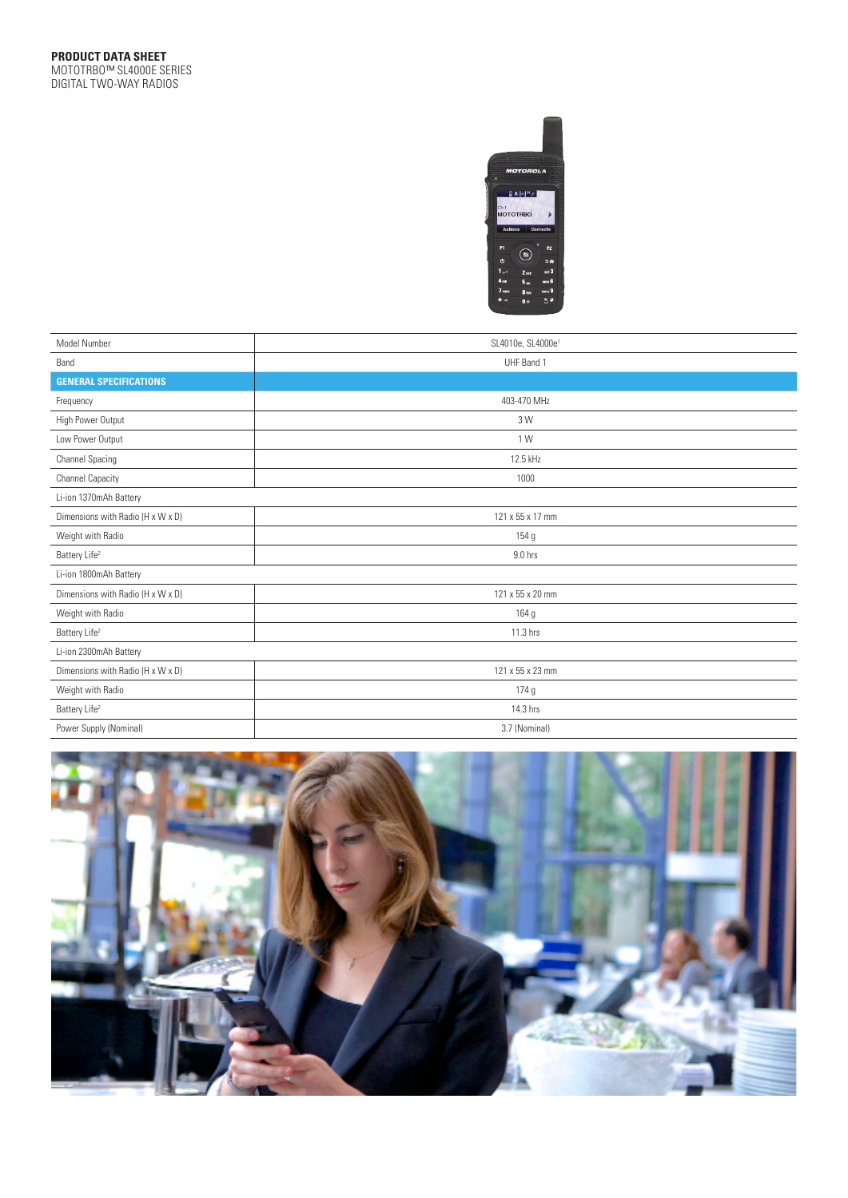**PRODUCT DATA SHEET**
MOTOTRBO™ SL4000E SERIES
DIGITAL TWO-WAY RADIOS

| Model Number | SL4010e, SL4000e[1] |
|---|---|
| Band | UHF Band 1 |
| **GENERAL SPECIFICATIONS** | |
| Frequency | 403-470 MHz |
| High Power Output | 3 W |
| Low Power Output | 1 W |
| Channel Spacing | 12.5 kHz |
| Channel Capacity | 1000 |
| Li-ion 1370mAh Battery | |
| Dimensions with Radio (H x W x D) | 121 x 55 x 17 mm |
| Weight with Radio | 154 g |
| Battery Life[2] | 9.0 hrs |
| Li-ion 1800mAh Battery | |
| Dimensions with Radio (H x W x D) | 121 x 55 x 20 mm |
| Weight with Radio | 164 g |
| Battery Life[2] | 11.3 hrs |
| Li-ion 2300mAh Battery | |
| Dimensions with Radio (H x W x D) | 121 x 55 x 23 mm |
| Weight with Radio | 174 g |
| Battery Life[2] | 14.3 hrs |
| Power Supply (Nominal) | 3.7 (Nominal) |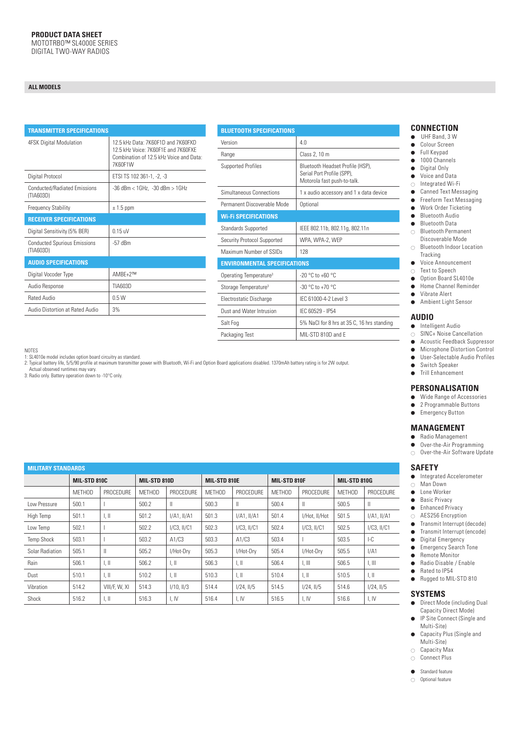**PRODUCT DATA SHEET**
MOTOTRBO™ SL4000E SERIES
DIGITAL TWO-WAY RADIOS

## ALL MODELS

| TRANSMITTER SPECIFICATIONS | |
|---|---|
| 4FSK Digital Modulation | 12.5 kHz Data: 7K60F1D and 7K60FXD<br>12.5 kHz Voice: 7K60F1E and 7K60FXE<br>Combination of 12.5 kHz Voice and Data: 7K60F1W |
| Digital Protocol | ETSI TS 102 361-1, -2, -3 |
| Conducted/Radiated Emissions (TIA603D) | -36 dBm < 1GHz, -30 dBm > 1GHz |
| Frequency Stability | ± 1.5 ppm |
| **RECEIVER SPECIFICATIONS** | |
| Digital Sensitivity (5% BER) | 0.15 uV |
| Conducted Spurious Emissions (TIA603D) | -57 dBm |
| **AUDIO SPECIFICATIONS** | |
| Digital Vocoder Type | AMBE+2™ |
| Audio Response | TIA603D |
| Rated Audio | 0.5 W |
| Audio Distortion at Rated Audio | 3% |

| BLUETOOTH SPECIFICATIONS | |
|---|---|
| Version | 4.0 |
| Range | Class 2, 10 m |
| Supported Profiles | Bluetooth Headset Profile (HSP),<br>Serial Port Profile (SPP),<br>Motorola fast push-to-talk. |
| Simultaneous Connections | 1 x audio accessory and 1 x data device |
| Permanent Discoverable Mode | Optional |
| **Wi-Fi SPECIFICATIONS** | |
| Standards Supported | IEEE 802.11b, 802.11g, 802.11n |
| Security Protocol Supported | WPA, WPA-2, WEP |
| Maximum Number of SSIDs | 128 |
| **ENVIRONMENTAL SPECIFICATIONS** | |
| Operating Temperature[3] | -20 °C to +60 °C |
| Storage Temperature[3] | -30 °C to +70 °C |
| Electrostatic Discharge | IEC 61000-4-2 Level 3 |
| Dust and Water Intrusion | IEC 60529 - IP54 |
| Salt Fog | 5% NaCl for 8 hrs at 35 C, 16 hrs standing |
| Packaging Test | MIL-STD 810D and E |

NOTES
1: SL4010e model includes option board circuitry as standard.
2: Typical battery life, 5/5/90 profile at maximum transmitter power with Bluetooth, Wi-Fi and Option Board applications disabled. 1370mAh battery rating is for 2W output. Actual observed runtimes may vary.
3: Radio only. Battery operation down to -10°C only.

| MILITARY STANDARDS | MIL-STD 810C | | MIL-STD 810D | | MIL-STD 810E | | MIL-STD 810F | | MIL-STD 810G | |
|---|---|---|---|---|---|---|---|---|---|---|
| | METHOD | PROCEDURE | METHOD | PROCEDURE | METHOD | PROCEDURE | METHOD | PROCEDURE | METHOD | PROCEDURE |
| Low Pressure | 500.1 | I | 500.2 | II | 500.3 | II | 500.4 | II | 500.5 | II |
| High Temp | 501.1 | I, II | 501.2 | I/A1, II/A1 | 501.3 | I/A1, II/A1 | 501.4 | I/Hot, II/Hot | 501.5 | I/A1, II/A1 |
| Low Temp | 502.1 | I | 502.2 | I/C3, II/C1 | 502.3 | I/C3, II/C1 | 502.4 | I/C3, II/C1 | 502.5 | I/C3, II/C1 |
| Temp Shock | 503.1 | I | 503.2 | A1/C3 | 503.3 | A1/C3 | 503.4 | I | 503.5 | I-C |
| Solar Radiation | 505.1 | II | 505.2 | I/Hot-Dry | 505.3 | I/Hot-Dry | 505.4 | I/Hot-Dry | 505.5 | I/A1 |
| Rain | 506.1 | I, II | 506.2 | I, II | 506.3 | I, II | 506.4 | I, III | 506.5 | I, III |
| Dust | 510.1 | I, II | 510.2 | I, II | 510.3 | I, II | 510.4 | I, II | 510.5 | I, II |
| Vibration | 514.2 | VIII/F, W, XI | 514.3 | I/10, II/3 | 514.4 | I/24, II/5 | 514.5 | I/24, II/5 | 514.6 | I/24, II/5 |
| Shock | 516.2 | I, II | 516.3 | I, IV | 516.4 | I, IV | 516.5 | I, IV | 516.6 | I, IV |

## CONNECTION
- ● UHF Band, 3 W
- ● Colour Screen
- ● Full Keypad
- ● 1000 Channels
- ● Digital Only
- ● Voice and Data
- ○ Integrated Wi-Fi
- ● Canned Text Messaging
- ● Freeform Text Messaging
- ● Work Order Ticketing
- ● Bluetooth Audio
- ● Bluetooth Data
- ○ Bluetooth Permanent Discoverable Mode
- ○ Bluetooth Indoor Location Tracking
- ● Voice Announcement
- ○ Text to Speech
- ● Option Board SL4010e
- ● Home Channel Reminder
- ● Vibrate Alert
- ● Ambient Light Sensor

## AUDIO
- ● Intelligent Audio
- ○ SINC+ Noise Cancellation
- ● Acoustic Feedback Suppressor
- ● Microphone Distortion Control
- ● User-Selectable Audio Profiles
- ● Switch Speaker
- ● Trill Enhancement

## PERSONALISATION
- ● Wide Range of Accessories
- ● 2 Programmable Buttons
- ● Emergency Button

## MANAGEMENT
- ● Radio Management
- ● Over-the-Air Programming
- ○ Over-the-Air Software Update

## SAFETY
- ● Integrated Accelerometer
- ○ Man Down
- ● Lone Worker
- ● Basic Privacy
- ● Enhanced Privacy
- ○ AES256 Encryption
- ● Transmit Interrupt (decode)
- ● Transmit Interrupt (encode)
- ● Digital Emergency
- ● Emergency Search Tone
- ● Remote Monitor
- ● Radio Disable / Enable
- ● Rated to IP54
- ● Rugged to MIL-STD 810

## SYSTEMS
- ● Direct Mode (including Dual Capacity Direct Mode)
- ● IP Site Connect (Single and Multi-Site)
- ● Capacity Plus (Single and Multi-Site)
- ○ Capacity Max
- ○ Connect Plus

● Standard feature
○ Optional feature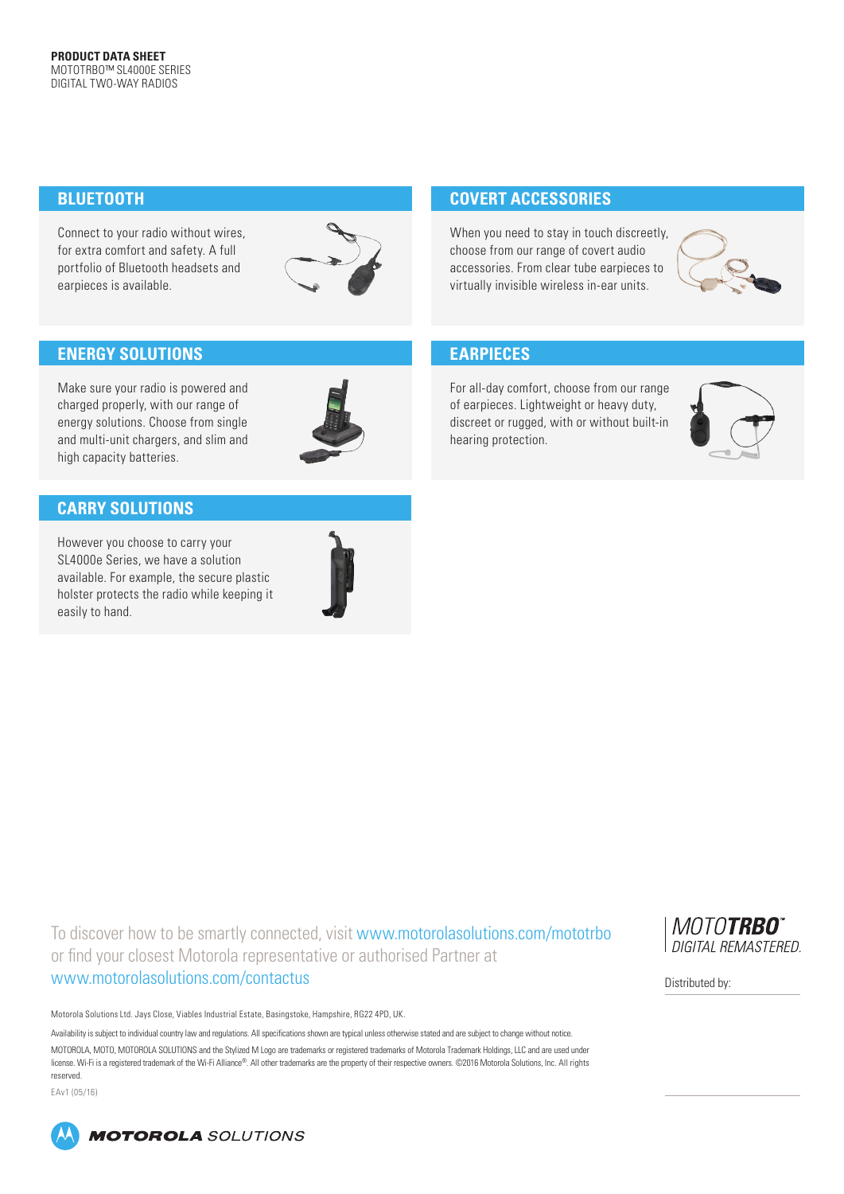## BLUETOOTH

Connect to your radio without wires, for extra comfort and safety. A full portfolio of Bluetooth headsets and earpieces is available.

## COVERT ACCESSORIES

When you need to stay in touch discreetly, choose from our range of covert audio accessories. From clear tube earpieces to virtually invisible wireless in-ear units.

## ENERGY SOLUTIONS

Make sure your radio is powered and charged properly, with our range of energy solutions. Choose from single and multi-unit chargers, and slim and high capacity batteries.

## EARPIECES

For all-day comfort, choose from our range of earpieces. Lightweight or heavy duty, discreet or rugged, with or without built-in hearing protection.

## CARRY SOLUTIONS

However you choose to carry your SL4000e Series, we have a solution available. For example, the secure plastic holster protects the radio while keeping it easily to hand.

To discover how to be smartly connected, visit www.motorolasolutions.com/mototrbo or find your closest Motorola representative or authorised Partner at www.motorolasolutions.com/contactus

MOTOTRBO™ DIGITAL REMASTERED.

Distributed by:

Motorola Solutions Ltd. Jays Close, Viables Industrial Estate, Basingstoke, Hampshire, RG22 4PD, UK.

Availability is subject to individual country law and regulations. All specifications shown are typical unless otherwise stated and are subject to change without notice.

MOTOROLA, MOTO, MOTOROLA SOLUTIONS and the Stylized M Logo are trademarks or registered trademarks of Motorola Trademark Holdings, LLC and are used under license. Wi-Fi is a registered trademark of the Wi-Fi Alliance®. All other trademarks are the property of their respective owners. ©2016 Motorola Solutions, Inc. All rights reserved.

EAv1 (05/16)

MOTOROLA SOLUTIONS